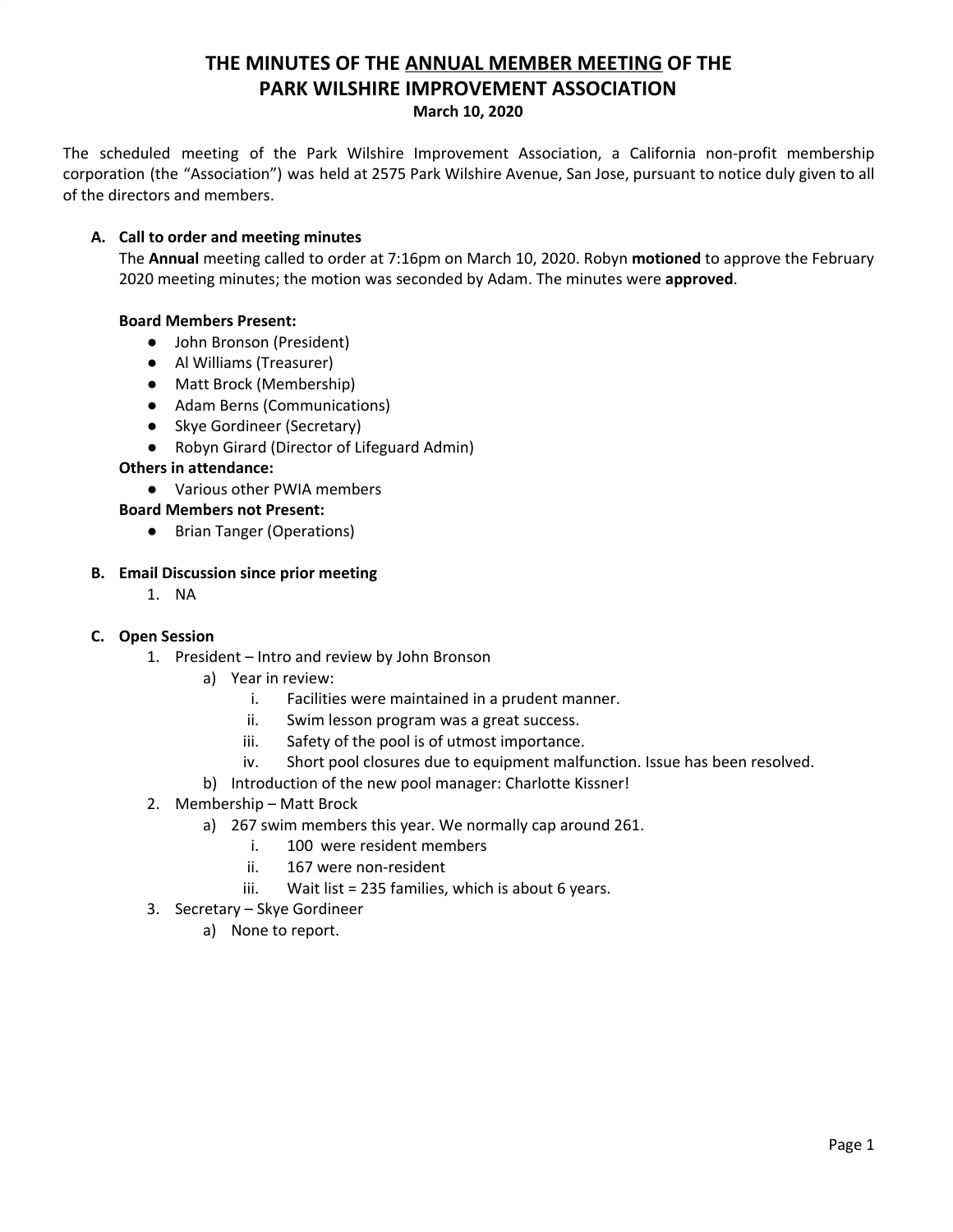# THE MINUTES OF THE <u>ANNUAL MEMBER MEETING</u> OF THE PARK WILSHIRE IMPROVEMENT ASSOCIATION

**March 10, 2020**

The scheduled meeting of the Park Wilshire Improvement Association, a California non-profit membership corporation (the "Association") was held at 2575 Park Wilshire Avenue, San Jose, pursuant to notice duly given to all of the directors and members.

**A. Call to order and meeting minutes**

The **Annual** meeting called to order at 7:16pm on March 10, 2020. Robyn **motioned** to approve the February 2020 meeting minutes; the motion was seconded by Adam. The minutes were **approved**.

**Board Members Present:**

- John Bronson (President)
- Al Williams (Treasurer)
- Matt Brock (Membership)
- Adam Berns (Communications)
- Skye Gordineer (Secretary)
- Robyn Girard (Director of Lifeguard Admin)

**Others in attendance:**

- Various other PWIA members

**Board Members not Present:**

- Brian Tanger (Operations)

**B. Email Discussion since prior meeting**

1. NA

**C. Open Session**

1. President – Intro and review by John Bronson
    - a) Year in review:
        - i. Facilities were maintained in a prudent manner.
        - ii. Swim lesson program was a great success.
        - iii. Safety of the pool is of utmost importance.
        - iv. Short pool closures due to equipment malfunction. Issue has been resolved.
    - b) Introduction of the new pool manager: Charlotte Kissner!
2. Membership – Matt Brock
    - a) 267 swim members this year. We normally cap around 261.
        - i. 100 were resident members
        - ii. 167 were non-resident
        - iii. Wait list = 235 families, which is about 6 years.
3. Secretary – Skye Gordineer
    - a) None to report.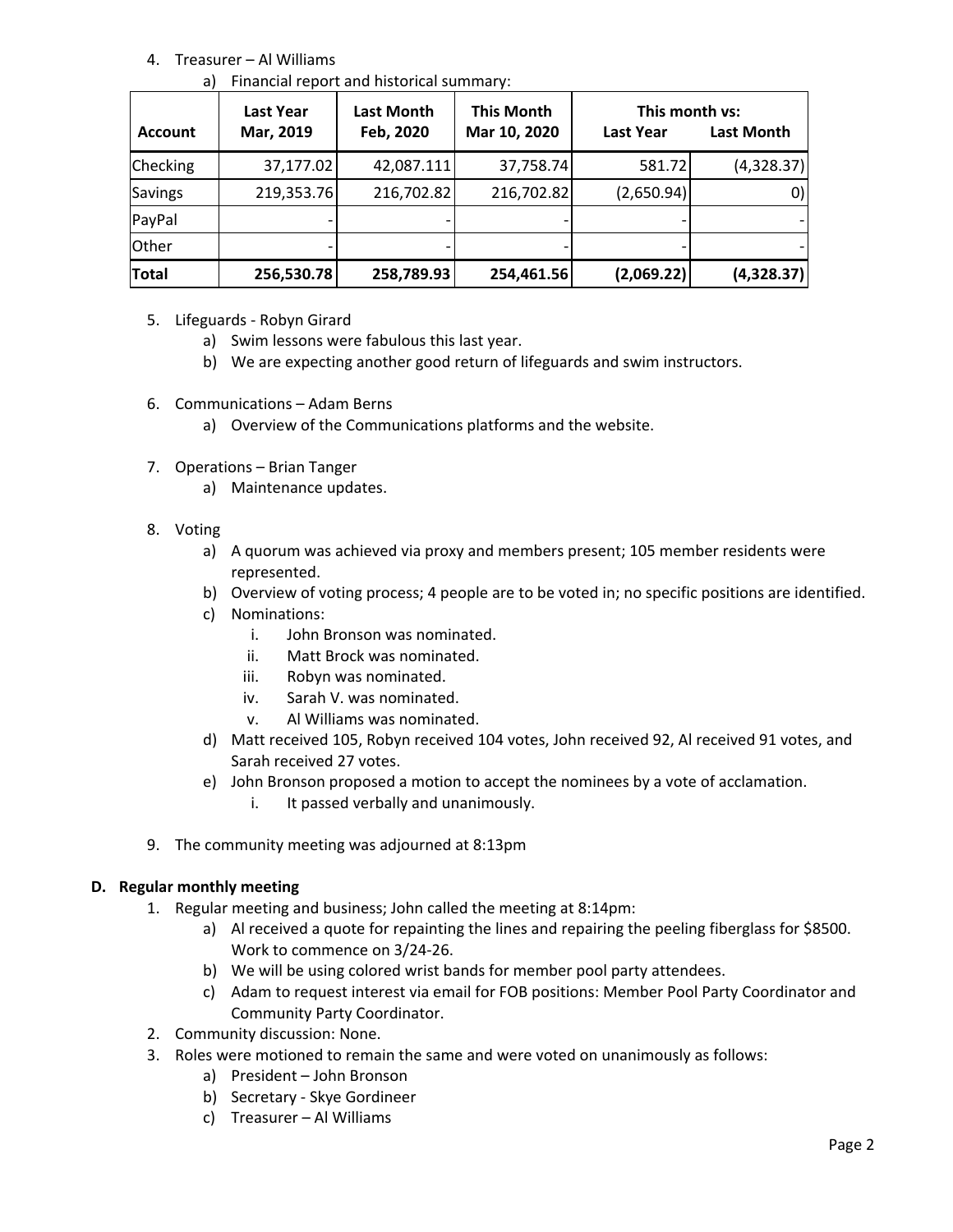4. Treasurer – Al Williams
   a) Financial report and historical summary:

| Account | Last Year Mar, 2019 | Last Month Feb, 2020 | This Month Mar 10, 2020 | This month vs: Last Year | Last Month |
|---|---|---|---|---|---|
| Checking | 37,177.02 | 42,087.111 | 37,758.74 | 581.72 | (4,328.37) |
| Savings | 219,353.76 | 216,702.82 | 216,702.82 | (2,650.94) | 0) |
| PayPal | - | - | - | - | - |
| Other | - | - | - | - | - |
| **Total** | **256,530.78** | **258,789.93** | **254,461.56** | **(2,069.22)** | **(4,328.37)** |

5. Lifeguards - Robyn Girard
   a) Swim lessons were fabulous this last year.
   b) We are expecting another good return of lifeguards and swim instructors.

6. Communications – Adam Berns
   a) Overview of the Communications platforms and the website.

7. Operations – Brian Tanger
   a) Maintenance updates.

8. Voting
   a) A quorum was achieved via proxy and members present; 105 member residents were represented.
   b) Overview of voting process; 4 people are to be voted in; no specific positions are identified.
   c) Nominations:
      i. John Bronson was nominated.
      ii. Matt Brock was nominated.
      iii. Robyn was nominated.
      iv. Sarah V. was nominated.
      v. Al Williams was nominated.
   d) Matt received 105, Robyn received 104 votes, John received 92, Al received 91 votes, and Sarah received 27 votes.
   e) John Bronson proposed a motion to accept the nominees by a vote of acclamation.
      i. It passed verbally and unanimously.

9. The community meeting was adjourned at 8:13pm

**D. Regular monthly meeting**

1. Regular meeting and business; John called the meeting at 8:14pm:
   a) Al received a quote for repainting the lines and repairing the peeling fiberglass for $8500. Work to commence on 3/24-26.
   b) We will be using colored wrist bands for member pool party attendees.
   c) Adam to request interest via email for FOB positions: Member Pool Party Coordinator and Community Party Coordinator.
2. Community discussion: None.
3. Roles were motioned to remain the same and were voted on unanimously as follows:
   a) President – John Bronson
   b) Secretary - Skye Gordineer
   c) Treasurer – Al Williams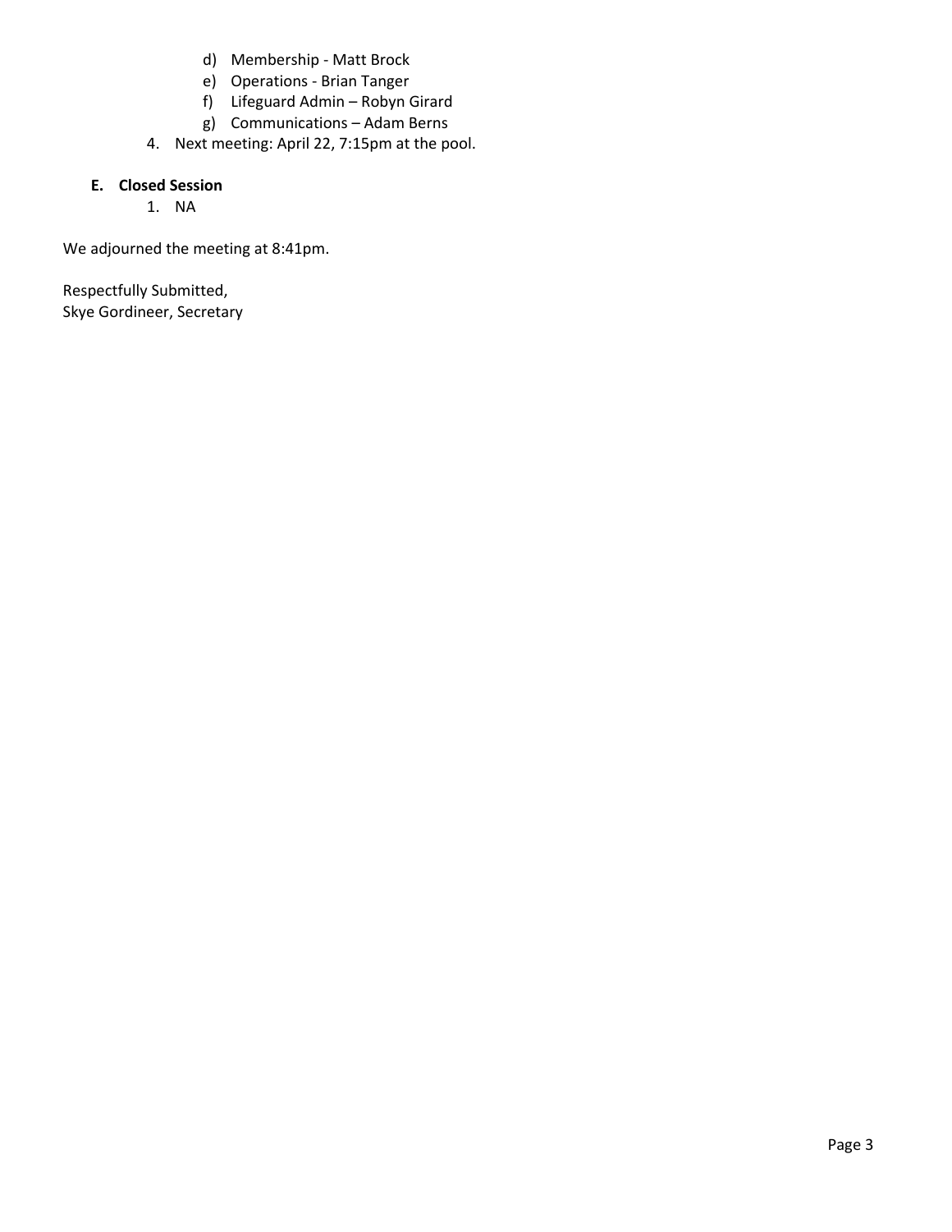d) Membership - Matt Brock
   e) Operations - Brian Tanger
   f) Lifeguard Admin – Robyn Girard
   g) Communications – Adam Berns

4. Next meeting: April 22, 7:15pm at the pool.

**E. Closed Session**

1. NA

We adjourned the meeting at 8:41pm.

Respectfully Submitted,
Skye Gordineer, Secretary